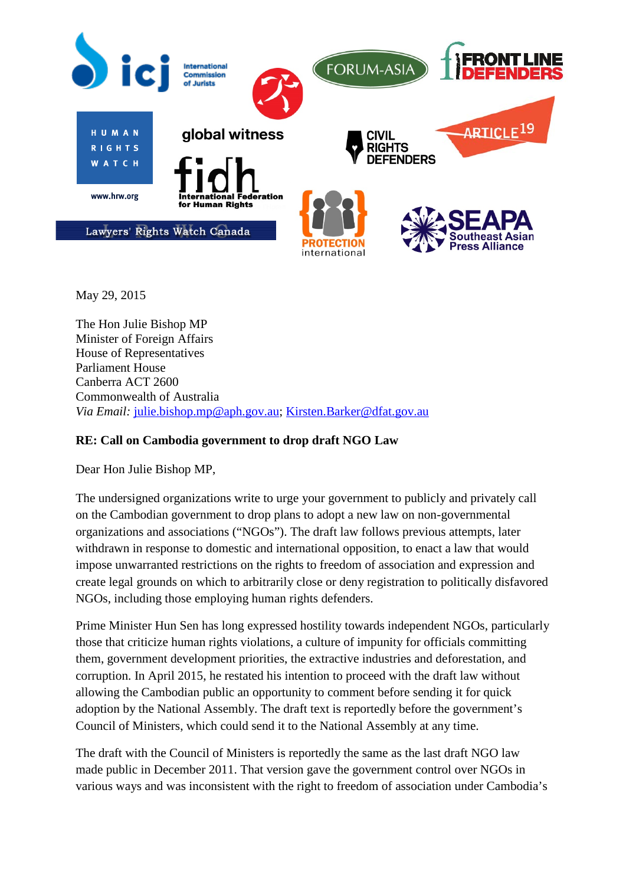May 29, 2015

The Hon Julie Bishop MP
Minister of Foreign Affairs
House of Representatives
Parliament House
Canberra ACT 2600
Commonwealth of Australia
*Via Email:* julie.bishop.mp@aph.gov.au; Kirsten.Barker@dfat.gov.au

**RE: Call on Cambodia government to drop draft NGO Law**

Dear Hon Julie Bishop MP,

The undersigned organizations write to urge your government to publicly and privately call on the Cambodian government to drop plans to adopt a new law on non-governmental organizations and associations ("NGOs"). The draft law follows previous attempts, later withdrawn in response to domestic and international opposition, to enact a law that would impose unwarranted restrictions on the rights to freedom of association and expression and create legal grounds on which to arbitrarily close or deny registration to politically disfavored NGOs, including those employing human rights defenders.

Prime Minister Hun Sen has long expressed hostility towards independent NGOs, particularly those that criticize human rights violations, a culture of impunity for officials committing them, government development priorities, the extractive industries and deforestation, and corruption. In April 2015, he restated his intention to proceed with the draft law without allowing the Cambodian public an opportunity to comment before sending it for quick adoption by the National Assembly. The draft text is reportedly before the government's Council of Ministers, which could send it to the National Assembly at any time.

The draft with the Council of Ministers is reportedly the same as the last draft NGO law made public in December 2011. That version gave the government control over NGOs in various ways and was inconsistent with the right to freedom of association under Cambodia's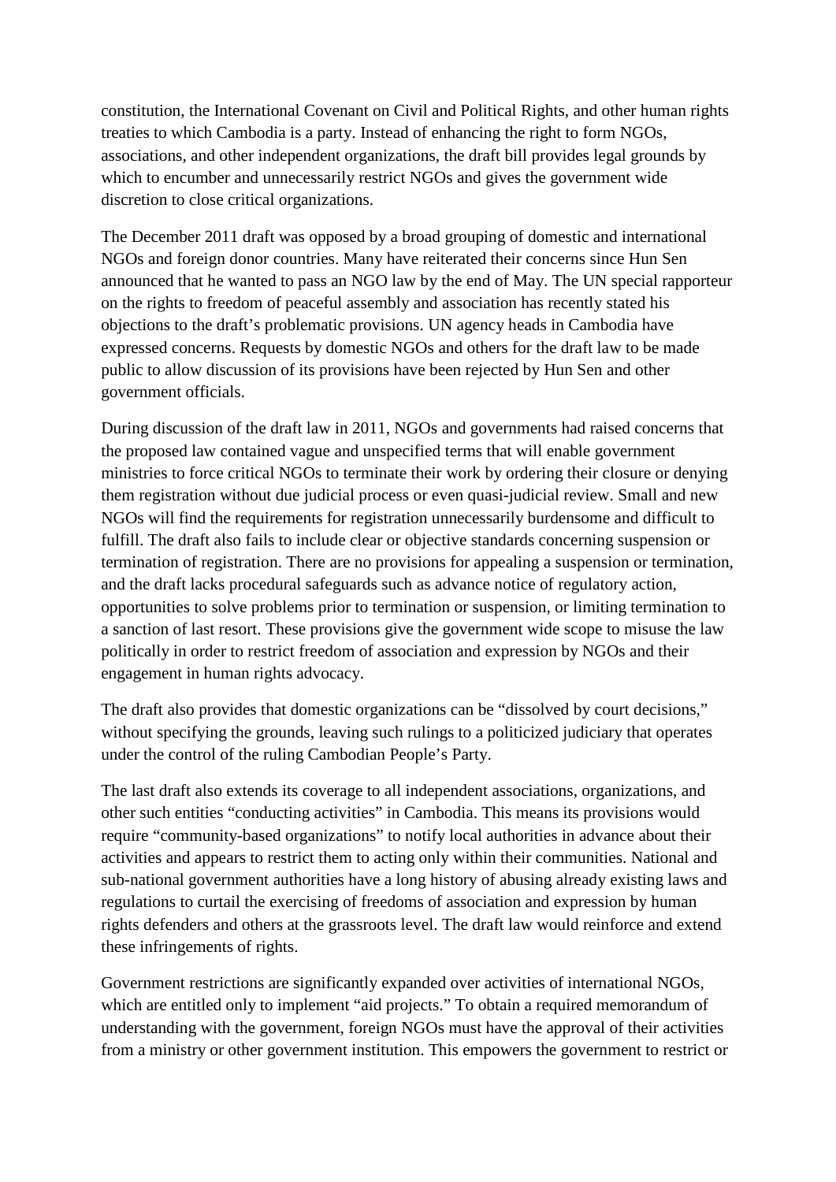constitution, the International Covenant on Civil and Political Rights, and other human rights treaties to which Cambodia is a party. Instead of enhancing the right to form NGOs, associations, and other independent organizations, the draft bill provides legal grounds by which to encumber and unnecessarily restrict NGOs and gives the government wide discretion to close critical organizations.

The December 2011 draft was opposed by a broad grouping of domestic and international NGOs and foreign donor countries. Many have reiterated their concerns since Hun Sen announced that he wanted to pass an NGO law by the end of May. The UN special rapporteur on the rights to freedom of peaceful assembly and association has recently stated his objections to the draft's problematic provisions. UN agency heads in Cambodia have expressed concerns. Requests by domestic NGOs and others for the draft law to be made public to allow discussion of its provisions have been rejected by Hun Sen and other government officials.

During discussion of the draft law in 2011, NGOs and governments had raised concerns that the proposed law contained vague and unspecified terms that will enable government ministries to force critical NGOs to terminate their work by ordering their closure or denying them registration without due judicial process or even quasi-judicial review. Small and new NGOs will find the requirements for registration unnecessarily burdensome and difficult to fulfill. The draft also fails to include clear or objective standards concerning suspension or termination of registration. There are no provisions for appealing a suspension or termination, and the draft lacks procedural safeguards such as advance notice of regulatory action, opportunities to solve problems prior to termination or suspension, or limiting termination to a sanction of last resort. These provisions give the government wide scope to misuse the law politically in order to restrict freedom of association and expression by NGOs and their engagement in human rights advocacy.

The draft also provides that domestic organizations can be "dissolved by court decisions," without specifying the grounds, leaving such rulings to a politicized judiciary that operates under the control of the ruling Cambodian People's Party.

The last draft also extends its coverage to all independent associations, organizations, and other such entities "conducting activities" in Cambodia. This means its provisions would require "community-based organizations" to notify local authorities in advance about their activities and appears to restrict them to acting only within their communities. National and sub-national government authorities have a long history of abusing already existing laws and regulations to curtail the exercising of freedoms of association and expression by human rights defenders and others at the grassroots level. The draft law would reinforce and extend these infringements of rights.

Government restrictions are significantly expanded over activities of international NGOs, which are entitled only to implement "aid projects." To obtain a required memorandum of understanding with the government, foreign NGOs must have the approval of their activities from a ministry or other government institution. This empowers the government to restrict or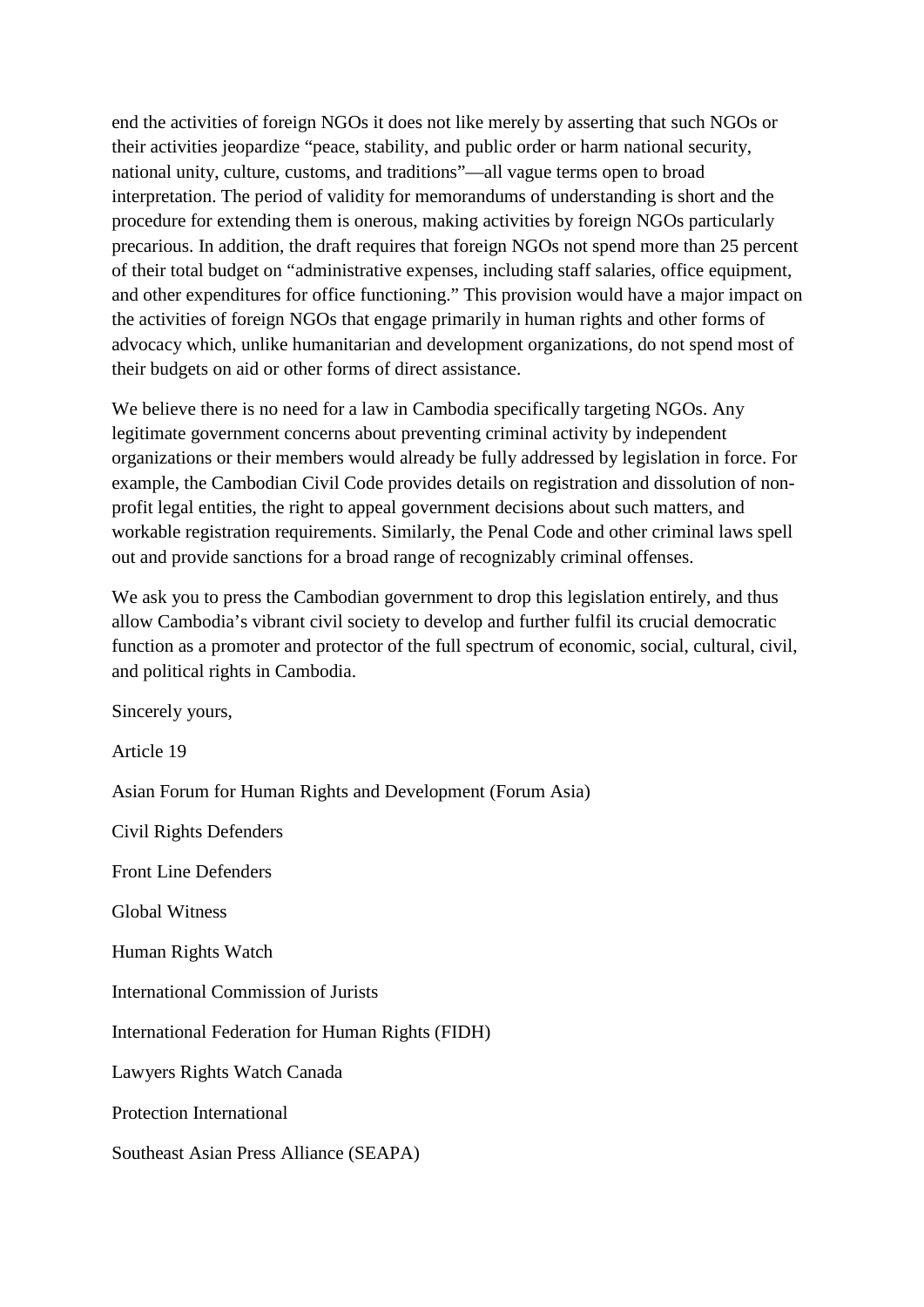end the activities of foreign NGOs it does not like merely by asserting that such NGOs or their activities jeopardize “peace, stability, and public order or harm national security, national unity, culture, customs, and traditions”—all vague terms open to broad interpretation. The period of validity for memorandums of understanding is short and the procedure for extending them is onerous, making activities by foreign NGOs particularly precarious. In addition, the draft requires that foreign NGOs not spend more than 25 percent of their total budget on “administrative expenses, including staff salaries, office equipment, and other expenditures for office functioning.” This provision would have a major impact on the activities of foreign NGOs that engage primarily in human rights and other forms of advocacy which, unlike humanitarian and development organizations, do not spend most of their budgets on aid or other forms of direct assistance.

We believe there is no need for a law in Cambodia specifically targeting NGOs. Any legitimate government concerns about preventing criminal activity by independent organizations or their members would already be fully addressed by legislation in force. For example, the Cambodian Civil Code provides details on registration and dissolution of non-profit legal entities, the right to appeal government decisions about such matters, and workable registration requirements. Similarly, the Penal Code and other criminal laws spell out and provide sanctions for a broad range of recognizably criminal offenses.

We ask you to press the Cambodian government to drop this legislation entirely, and thus allow Cambodia’s vibrant civil society to develop and further fulfil its crucial democratic function as a promoter and protector of the full spectrum of economic, social, cultural, civil, and political rights in Cambodia.

Sincerely yours,

Article 19

Asian Forum for Human Rights and Development (Forum Asia)

Civil Rights Defenders

Front Line Defenders

Global Witness

Human Rights Watch

International Commission of Jurists

International Federation for Human Rights (FIDH)

Lawyers Rights Watch Canada

Protection International

Southeast Asian Press Alliance (SEAPA)